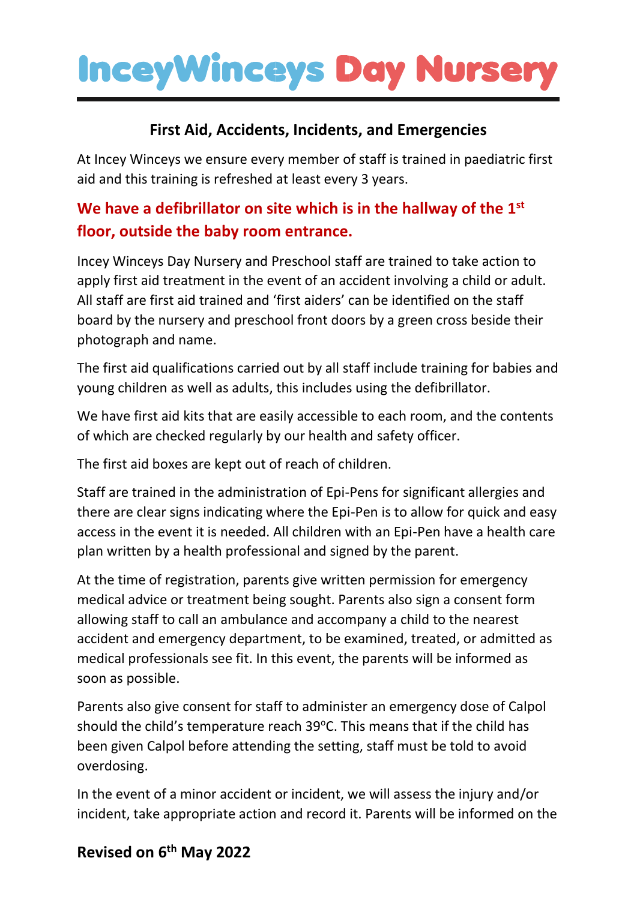# InceyWinceys Day Nursery

## First Aid, Accidents, Incidents, and Emergencies

At Incey Winceys we ensure every member of staff is trained in paediatric first aid and this training is refreshed at least every 3 years.

**We have a defibrillator on site which is in the hallway of the 1st floor, outside the baby room entrance.**

Incey Winceys Day Nursery and Preschool staff are trained to take action to apply first aid treatment in the event of an accident involving a child or adult. All staff are first aid trained and 'first aiders' can be identified on the staff board by the nursery and preschool front doors by a green cross beside their photograph and name.

The first aid qualifications carried out by all staff include training for babies and young children as well as adults, this includes using the defibrillator.

We have first aid kits that are easily accessible to each room, and the contents of which are checked regularly by our health and safety officer.

The first aid boxes are kept out of reach of children.

Staff are trained in the administration of Epi-Pens for significant allergies and there are clear signs indicating where the Epi-Pen is to allow for quick and easy access in the event it is needed. All children with an Epi-Pen have a health care plan written by a health professional and signed by the parent.

At the time of registration, parents give written permission for emergency medical advice or treatment being sought. Parents also sign a consent form allowing staff to call an ambulance and accompany a child to the nearest accident and emergency department, to be examined, treated, or admitted as medical professionals see fit. In this event, the parents will be informed as soon as possible.

Parents also give consent for staff to administer an emergency dose of Calpol should the child's temperature reach 39°C. This means that if the child has been given Calpol before attending the setting, staff must be told to avoid overdosing.

In the event of a minor accident or incident, we will assess the injury and/or incident, take appropriate action and record it. Parents will be informed on the

**Revised on 6th May 2022**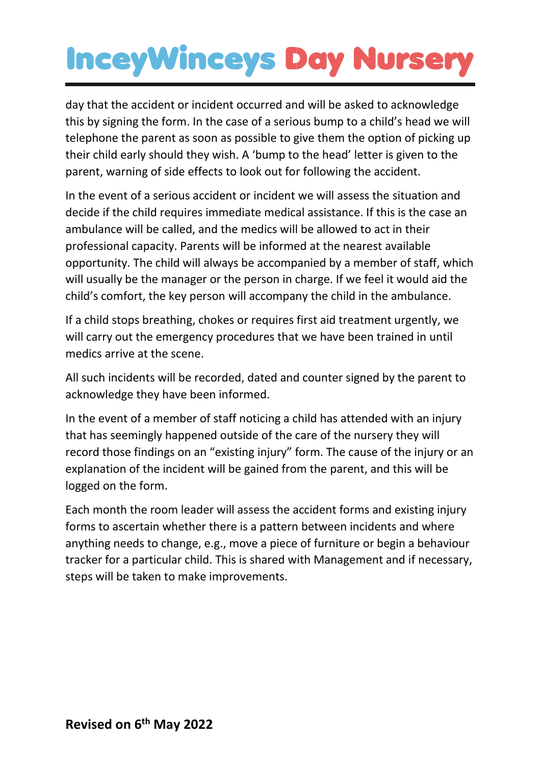day that the accident or incident occurred and will be asked to acknowledge this by signing the form. In the case of a serious bump to a child's head we will telephone the parent as soon as possible to give them the option of picking up their child early should they wish. A 'bump to the head' letter is given to the parent, warning of side effects to look out for following the accident.

In the event of a serious accident or incident we will assess the situation and decide if the child requires immediate medical assistance. If this is the case an ambulance will be called, and the medics will be allowed to act in their professional capacity. Parents will be informed at the nearest available opportunity. The child will always be accompanied by a member of staff, which will usually be the manager or the person in charge. If we feel it would aid the child's comfort, the key person will accompany the child in the ambulance.

If a child stops breathing, chokes or requires first aid treatment urgently, we will carry out the emergency procedures that we have been trained in until medics arrive at the scene.

All such incidents will be recorded, dated and counter signed by the parent to acknowledge they have been informed.

In the event of a member of staff noticing a child has attended with an injury that has seemingly happened outside of the care of the nursery they will record those findings on an "existing injury" form. The cause of the injury or an explanation of the incident will be gained from the parent, and this will be logged on the form.

Each month the room leader will assess the accident forms and existing injury forms to ascertain whether there is a pattern between incidents and where anything needs to change, e.g., move a piece of furniture or begin a behaviour tracker for a particular child. This is shared with Management and if necessary, steps will be taken to make improvements.

**Revised on 6th May 2022**